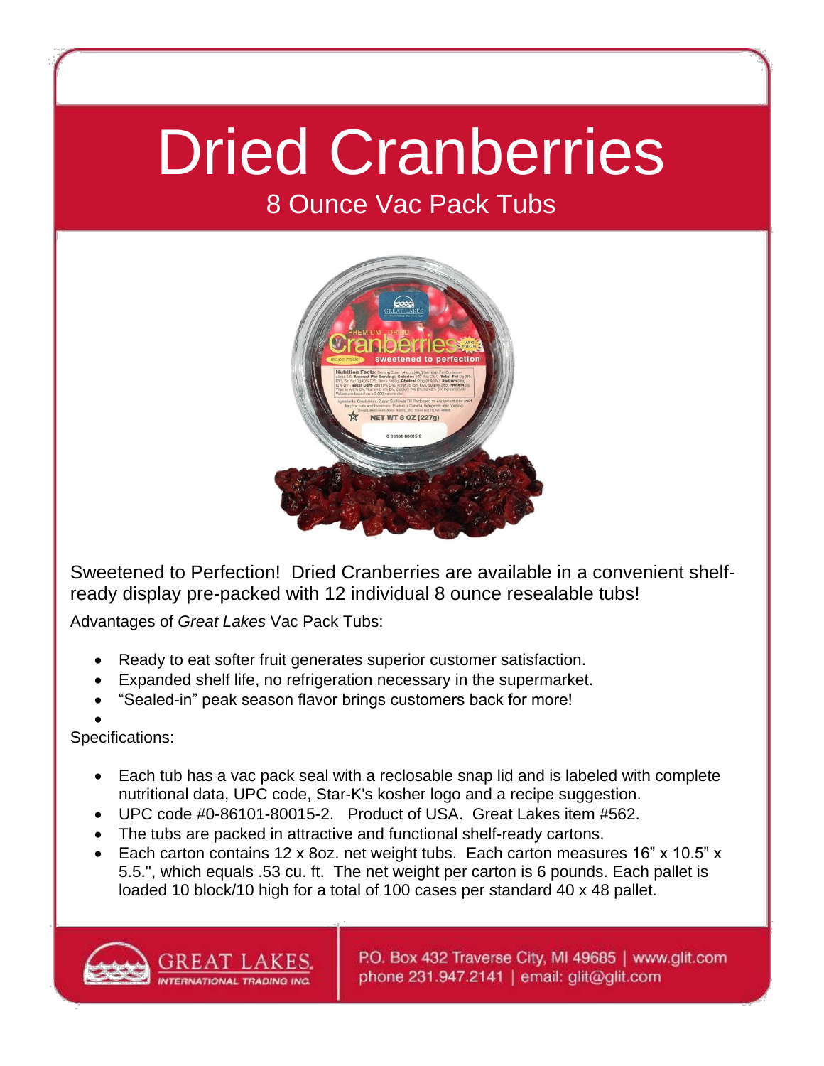# Dried Cranberries

## 8 Ounce Vac Pack Tubs

Sweetened to Perfection! Dried Cranberries are available in a convenient shelf-ready display pre-packed with 12 individual 8 ounce resealable tubs!

Advantages of *Great Lakes* Vac Pack Tubs:

- Ready to eat softer fruit generates superior customer satisfaction.
- Expanded shelf life, no refrigeration necessary in the supermarket.
- "Sealed-in" peak season flavor brings customers back for more!

Specifications:

- Each tub has a vac pack seal with a reclosable snap lid and is labeled with complete nutritional data, UPC code, Star-K's kosher logo and a recipe suggestion.
- UPC code #0-86101-80015-2. Product of USA. Great Lakes item #562.
- The tubs are packed in attractive and functional shelf-ready cartons.
- Each carton contains 12 x 8oz. net weight tubs. Each carton measures 16" x 10.5" x 5.5.", which equals .53 cu. ft. The net weight per carton is 6 pounds. Each pallet is loaded 10 block/10 high for a total of 100 cases per standard 40 x 48 pallet.

GREAT LAKES INTERNATIONAL TRADING INC.

P.O. Box 432 Traverse City, MI 49685 | www.glit.com
phone 231.947.2141 | email: glit@glit.com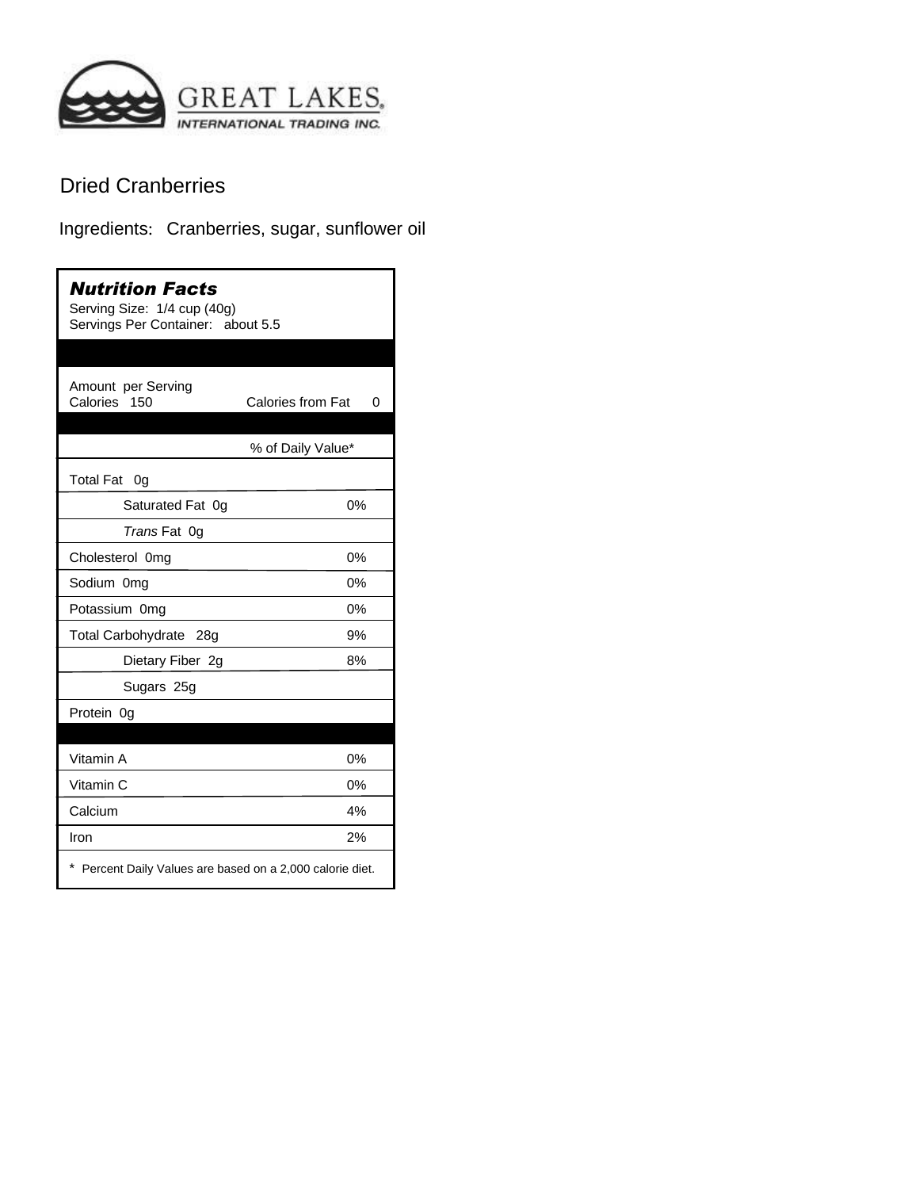GREAT LAKES
INTERNATIONAL TRADING INC.

# Dried Cranberries

Ingredients: Cranberries, sugar, sunflower oil

## *Nutrition Facts*

Serving Size: 1/4 cup (40g)
Servings Per Container: about 5.5

| | |
|---|---|
| Amount per Serving | |
| Calories 150 | Calories from Fat 0 |
| | % of Daily Value* |
| Total Fat 0g | |
| Saturated Fat 0g | 0% |
| *Trans* Fat 0g | |
| Cholesterol 0mg | 0% |
| Sodium 0mg | 0% |
| Potassium 0mg | 0% |
| Total Carbohydrate 28g | 9% |
| Dietary Fiber 2g | 8% |
| Sugars 25g | |
| Protein 0g | |
| Vitamin A | 0% |
| Vitamin C | 0% |
| Calcium | 4% |
| Iron | 2% |

* Percent Daily Values are based on a 2,000 calorie diet.